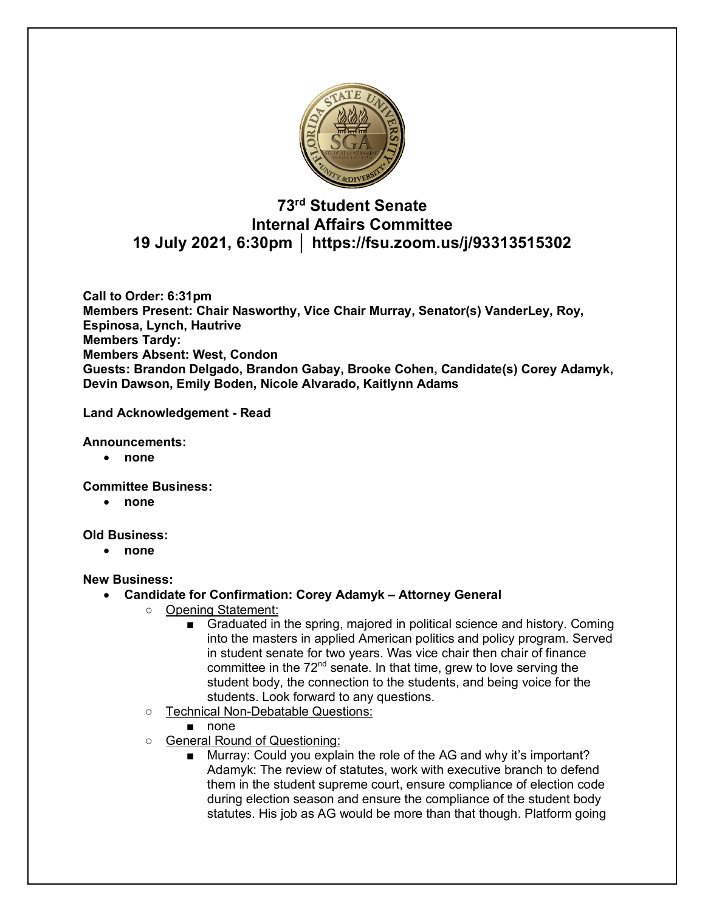# 73rd Student Senate
# Internal Affairs Committee
# 19 July 2021, 6:30pm │ https://fsu.zoom.us/j/93313515302

**Call to Order: 6:31pm**
**Members Present: Chair Nasworthy, Vice Chair Murray, Senator(s) VanderLey, Roy, Espinosa, Lynch, Hautrive**
**Members Tardy:**
**Members Absent: West, Condon**
**Guests: Brandon Delgado, Brandon Gabay, Brooke Cohen, Candidate(s) Corey Adamyk, Devin Dawson, Emily Boden, Nicole Alvarado, Kaitlynn Adams**

**Land Acknowledgement - Read**

**Announcements:**

- **none**

**Committee Business:**

- **none**

**Old Business:**

- **none**

**New Business:**

- **Candidate for Confirmation: Corey Adamyk – Attorney General**
  - Opening Statement:
    - Graduated in the spring, majored in political science and history. Coming into the masters in applied American politics and policy program. Served in student senate for two years. Was vice chair then chair of finance committee in the 72nd senate. In that time, grew to love serving the student body, the connection to the students, and being voice for the students. Look forward to any questions.
  - Technical Non-Debatable Questions:
    - none
  - General Round of Questioning:
    - Murray: Could you explain the role of the AG and why it's important? Adamyk: The review of statutes, work with executive branch to defend them in the student supreme court, ensure compliance of election code during election season and ensure the compliance of the student body statutes. His job as AG would be more than that though. Platform going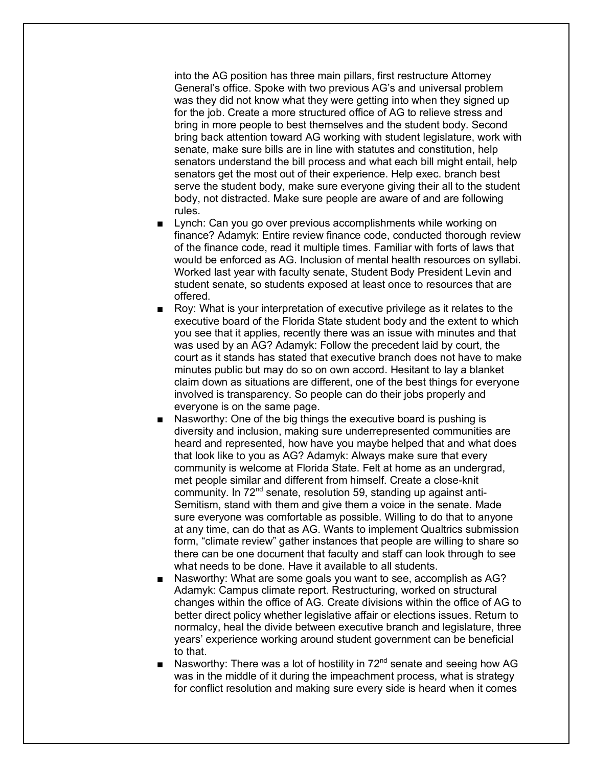into the AG position has three main pillars, first restructure Attorney General's office. Spoke with two previous AG's and universal problem was they did not know what they were getting into when they signed up for the job. Create a more structured office of AG to relieve stress and bring in more people to best themselves and the student body. Second bring back attention toward AG working with student legislature, work with senate, make sure bills are in line with statutes and constitution, help senators understand the bill process and what each bill might entail, help senators get the most out of their experience. Help exec. branch best serve the student body, make sure everyone giving their all to the student body, not distracted. Make sure people are aware of and are following rules.

- Lynch: Can you go over previous accomplishments while working on finance? Adamyk: Entire review finance code, conducted thorough review of the finance code, read it multiple times. Familiar with forts of laws that would be enforced as AG. Inclusion of mental health resources on syllabi. Worked last year with faculty senate, Student Body President Levin and student senate, so students exposed at least once to resources that are offered.
- Roy: What is your interpretation of executive privilege as it relates to the executive board of the Florida State student body and the extent to which you see that it applies, recently there was an issue with minutes and that was used by an AG? Adamyk: Follow the precedent laid by court, the court as it stands has stated that executive branch does not have to make minutes public but may do so on own accord. Hesitant to lay a blanket claim down as situations are different, one of the best things for everyone involved is transparency. So people can do their jobs properly and everyone is on the same page.
- Nasworthy: One of the big things the executive board is pushing is diversity and inclusion, making sure underrepresented communities are heard and represented, how have you maybe helped that and what does that look like to you as AG? Adamyk: Always make sure that every community is welcome at Florida State. Felt at home as an undergrad, met people similar and different from himself. Create a close-knit community. In 72nd senate, resolution 59, standing up against anti-Semitism, stand with them and give them a voice in the senate. Made sure everyone was comfortable as possible. Willing to do that to anyone at any time, can do that as AG. Wants to implement Qualtrics submission form, "climate review" gather instances that people are willing to share so there can be one document that faculty and staff can look through to see what needs to be done. Have it available to all students.
- Nasworthy: What are some goals you want to see, accomplish as AG? Adamyk: Campus climate report. Restructuring, worked on structural changes within the office of AG. Create divisions within the office of AG to better direct policy whether legislative affair or elections issues. Return to normalcy, heal the divide between executive branch and legislature, three years' experience working around student government can be beneficial to that.
- Nasworthy: There was a lot of hostility in 72nd senate and seeing how AG was in the middle of it during the impeachment process, what is strategy for conflict resolution and making sure every side is heard when it comes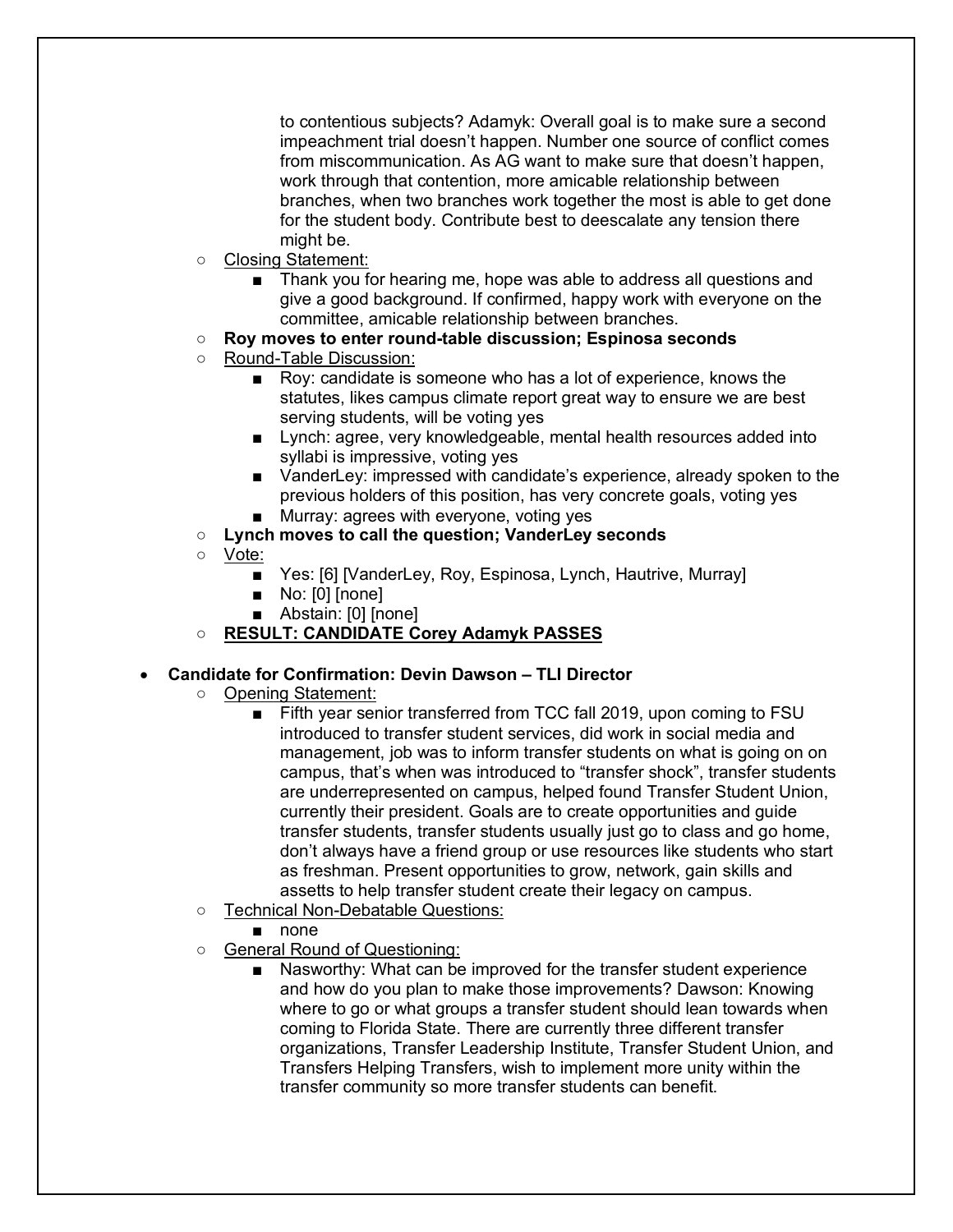to contentious subjects? Adamyk: Overall goal is to make sure a second impeachment trial doesn't happen. Number one source of conflict comes from miscommunication. As AG want to make sure that doesn't happen, work through that contention, more amicable relationship between branches, when two branches work together the most is able to get done for the student body. Contribute best to deescalate any tension there might be.

- Closing Statement:
  - Thank you for hearing me, hope was able to address all questions and give a good background. If confirmed, happy work with everyone on the committee, amicable relationship between branches.
- **Roy moves to enter round-table discussion; Espinosa seconds**
- Round-Table Discussion:
  - Roy: candidate is someone who has a lot of experience, knows the statutes, likes campus climate report great way to ensure we are best serving students, will be voting yes
  - Lynch: agree, very knowledgeable, mental health resources added into syllabi is impressive, voting yes
  - VanderLey: impressed with candidate's experience, already spoken to the previous holders of this position, has very concrete goals, voting yes
  - Murray: agrees with everyone, voting yes
- **Lynch moves to call the question; VanderLey seconds**
- Vote:
  - Yes: [6] [VanderLey, Roy, Espinosa, Lynch, Hautrive, Murray]
  - No: [0] [none]
  - Abstain: [0] [none]
- **RESULT: CANDIDATE Corey Adamyk PASSES**

- **Candidate for Confirmation: Devin Dawson – TLI Director**
  - Opening Statement:
    - Fifth year senior transferred from TCC fall 2019, upon coming to FSU introduced to transfer student services, did work in social media and management, job was to inform transfer students on what is going on on campus, that's when was introduced to "transfer shock", transfer students are underrepresented on campus, helped found Transfer Student Union, currently their president. Goals are to create opportunities and guide transfer students, transfer students usually just go to class and go home, don't always have a friend group or use resources like students who start as freshman. Present opportunities to grow, network, gain skills and assetts to help transfer student create their legacy on campus.
  - Technical Non-Debatable Questions:
    - none
  - General Round of Questioning:
    - Nasworthy: What can be improved for the transfer student experience and how do you plan to make those improvements? Dawson: Knowing where to go or what groups a transfer student should lean towards when coming to Florida State. There are currently three different transfer organizations, Transfer Leadership Institute, Transfer Student Union, and Transfers Helping Transfers, wish to implement more unity within the transfer community so more transfer students can benefit.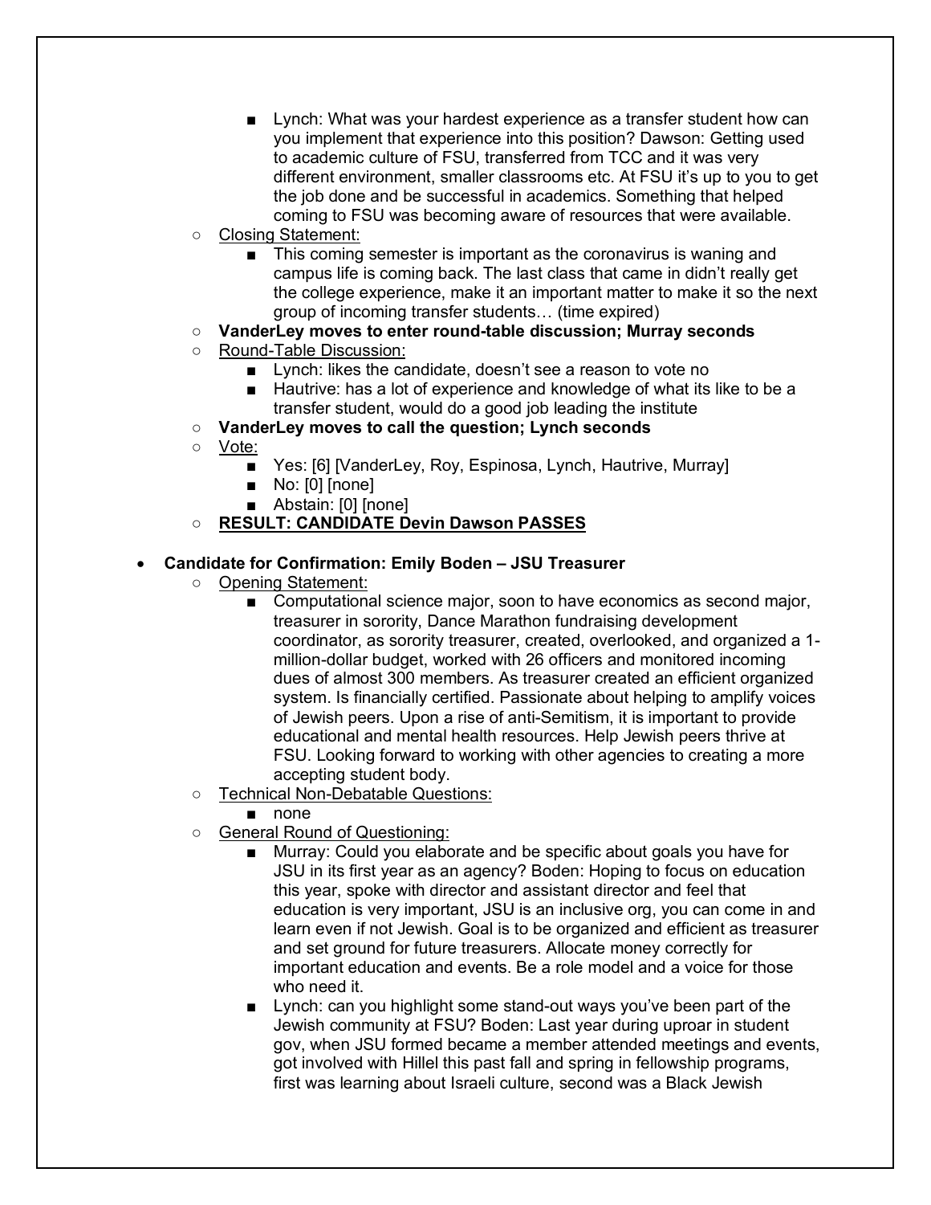- Lynch: What was your hardest experience as a transfer student how can you implement that experience into this position? Dawson: Getting used to academic culture of FSU, transferred from TCC and it was very different environment, smaller classrooms etc. At FSU it's up to you to get the job done and be successful in academics. Something that helped coming to FSU was becoming aware of resources that were available.
    - <u>Closing Statement:</u>
        - This coming semester is important as the coronavirus is waning and campus life is coming back. The last class that came in didn't really get the college experience, make it an important matter to make it so the next group of incoming transfer students… (time expired)
    - **VanderLey moves to enter round-table discussion; Murray seconds**
    - <u>Round-Table Discussion:</u>
        - Lynch: likes the candidate, doesn't see a reason to vote no
        - Hautrive: has a lot of experience and knowledge of what its like to be a transfer student, would do a good job leading the institute
    - **VanderLey moves to call the question; Lynch seconds**
    - <u>Vote:</u>
        - Yes: [6] [VanderLey, Roy, Espinosa, Lynch, Hautrive, Murray]
        - No: [0] [none]
        - Abstain: [0] [none]
    - **<u>RESULT: CANDIDATE Devin Dawson PASSES</u>**

- **Candidate for Confirmation: Emily Boden – JSU Treasurer**
    - <u>Opening Statement:</u>
        - Computational science major, soon to have economics as second major, treasurer in sorority, Dance Marathon fundraising development coordinator, as sorority treasurer, created, overlooked, and organized a 1-million-dollar budget, worked with 26 officers and monitored incoming dues of almost 300 members. As treasurer created an efficient organized system. Is financially certified. Passionate about helping to amplify voices of Jewish peers. Upon a rise of anti-Semitism, it is important to provide educational and mental health resources. Help Jewish peers thrive at FSU. Looking forward to working with other agencies to creating a more accepting student body.
    - <u>Technical Non-Debatable Questions:</u>
        - none
    - <u>General Round of Questioning:</u>
        - Murray: Could you elaborate and be specific about goals you have for JSU in its first year as an agency? Boden: Hoping to focus on education this year, spoke with director and assistant director and feel that education is very important, JSU is an inclusive org, you can come in and learn even if not Jewish. Goal is to be organized and efficient as treasurer and set ground for future treasurers. Allocate money correctly for important education and events. Be a role model and a voice for those who need it.
        - Lynch: can you highlight some stand-out ways you've been part of the Jewish community at FSU? Boden: Last year during uproar in student gov, when JSU formed became a member attended meetings and events, got involved with Hillel this past fall and spring in fellowship programs, first was learning about Israeli culture, second was a Black Jewish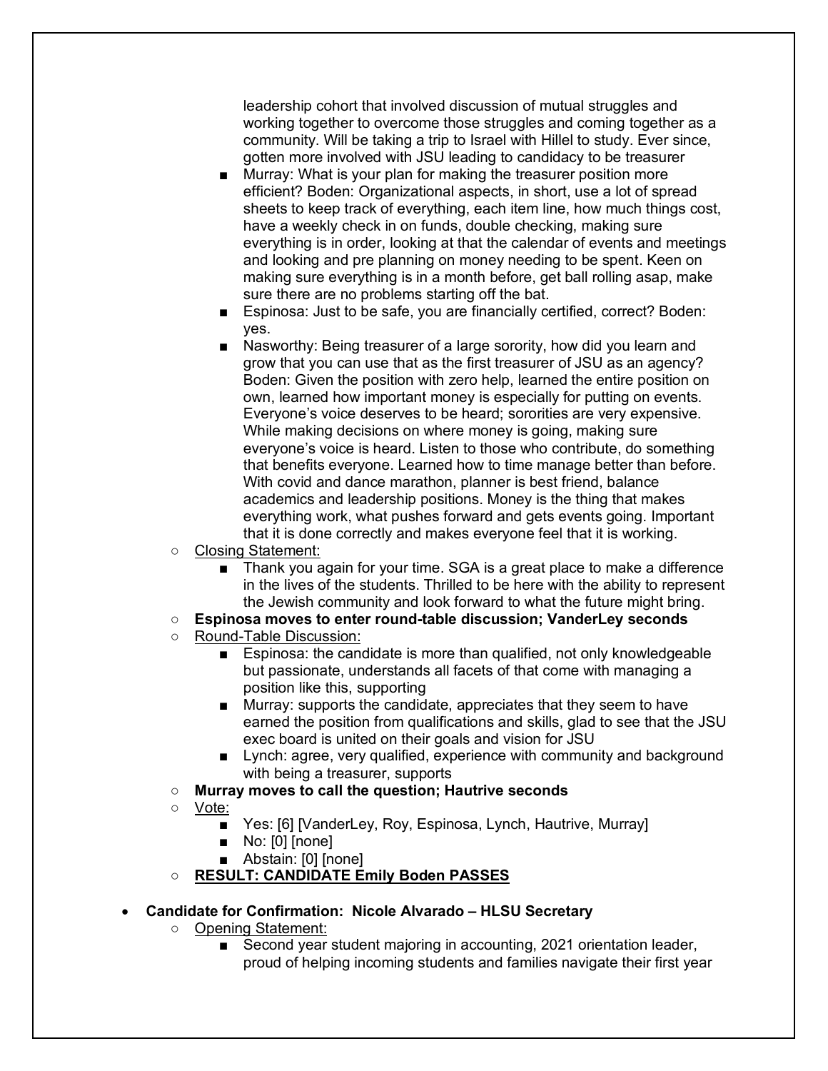leadership cohort that involved discussion of mutual struggles and working together to overcome those struggles and coming together as a community. Will be taking a trip to Israel with Hillel to study. Ever since, gotten more involved with JSU leading to candidacy to be treasurer

- Murray: What is your plan for making the treasurer position more efficient? Boden: Organizational aspects, in short, use a lot of spread sheets to keep track of everything, each item line, how much things cost, have a weekly check in on funds, double checking, making sure everything is in order, looking at that the calendar of events and meetings and looking and pre planning on money needing to be spent. Keen on making sure everything is in a month before, get ball rolling asap, make sure there are no problems starting off the bat.
- Espinosa: Just to be safe, you are financially certified, correct? Boden: yes.
- Nasworthy: Being treasurer of a large sorority, how did you learn and grow that you can use that as the first treasurer of JSU as an agency? Boden: Given the position with zero help, learned the entire position on own, learned how important money is especially for putting on events. Everyone's voice deserves to be heard; sororities are very expensive. While making decisions on where money is going, making sure everyone's voice is heard. Listen to those who contribute, do something that benefits everyone. Learned how to time manage better than before. With covid and dance marathon, planner is best friend, balance academics and leadership positions. Money is the thing that makes everything work, what pushes forward and gets events going. Important that it is done correctly and makes everyone feel that it is working.

- <u>Closing Statement:</u>
  - Thank you again for your time. SGA is a great place to make a difference in the lives of the students. Thrilled to be here with the ability to represent the Jewish community and look forward to what the future might bring.
- **Espinosa moves to enter round-table discussion; VanderLey seconds**
- <u>Round-Table Discussion:</u>
  - Espinosa: the candidate is more than qualified, not only knowledgeable but passionate, understands all facets of that come with managing a position like this, supporting
  - Murray: supports the candidate, appreciates that they seem to have earned the position from qualifications and skills, glad to see that the JSU exec board is united on their goals and vision for JSU
  - Lynch: agree, very qualified, experience with community and background with being a treasurer, supports
- **Murray moves to call the question; Hautrive seconds**
- <u>Vote:</u>
  - Yes: [6] [VanderLey, Roy, Espinosa, Lynch, Hautrive, Murray]
  - No: [0] [none]
  - Abstain: [0] [none]
- **<u>RESULT: CANDIDATE Emily Boden PASSES</u>**

- **Candidate for Confirmation: Nicole Alvarado – HLSU Secretary**
  - <u>Opening Statement:</u>
    - Second year student majoring in accounting, 2021 orientation leader, proud of helping incoming students and families navigate their first year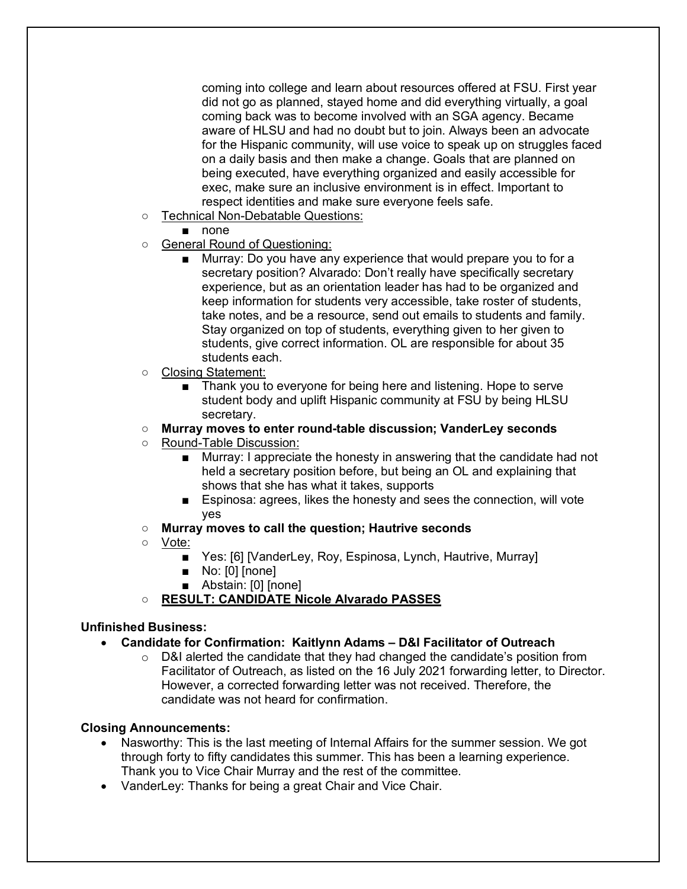coming into college and learn about resources offered at FSU. First year did not go as planned, stayed home and did everything virtually, a goal coming back was to become involved with an SGA agency. Became aware of HLSU and had no doubt but to join. Always been an advocate for the Hispanic community, will use voice to speak up on struggles faced on a daily basis and then make a change. Goals that are planned on being executed, have everything organized and easily accessible for exec, make sure an inclusive environment is in effect. Important to respect identities and make sure everyone feels safe.

- Technical Non-Debatable Questions:
    - none
- General Round of Questioning:
    - Murray: Do you have any experience that would prepare you to for a secretary position? Alvarado: Don't really have specifically secretary experience, but as an orientation leader has had to be organized and keep information for students very accessible, take roster of students, take notes, and be a resource, send out emails to students and family. Stay organized on top of students, everything given to her given to students, give correct information. OL are responsible for about 35 students each.
- Closing Statement:
    - Thank you to everyone for being here and listening. Hope to serve student body and uplift Hispanic community at FSU by being HLSU secretary.
- **Murray moves to enter round-table discussion; VanderLey seconds**
- Round-Table Discussion:
    - Murray: I appreciate the honesty in answering that the candidate had not held a secretary position before, but being an OL and explaining that shows that she has what it takes, supports
    - Espinosa: agrees, likes the honesty and sees the connection, will vote yes
- **Murray moves to call the question; Hautrive seconds**
- Vote:
    - Yes: [6] [VanderLey, Roy, Espinosa, Lynch, Hautrive, Murray]
    - No: [0] [none]
    - Abstain: [0] [none]
- **RESULT: CANDIDATE Nicole Alvarado PASSES**

**Unfinished Business:**

- **Candidate for Confirmation: Kaitlynn Adams – D&I Facilitator of Outreach**
    - D&I alerted the candidate that they had changed the candidate's position from Facilitator of Outreach, as listed on the 16 July 2021 forwarding letter, to Director. However, a corrected forwarding letter was not received. Therefore, the candidate was not heard for confirmation.

**Closing Announcements:**

- Nasworthy: This is the last meeting of Internal Affairs for the summer session. We got through forty to fifty candidates this summer. This has been a learning experience. Thank you to Vice Chair Murray and the rest of the committee.
- VanderLey: Thanks for being a great Chair and Vice Chair.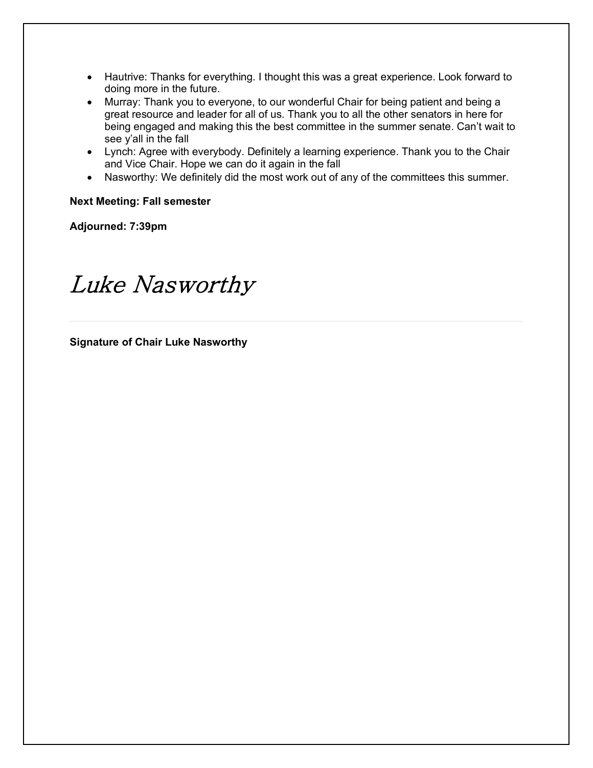- Hautrive: Thanks for everything. I thought this was a great experience. Look forward to doing more in the future.
- Murray: Thank you to everyone, to our wonderful Chair for being patient and being a great resource and leader for all of us. Thank you to all the other senators in here for being engaged and making this the best committee in the summer senate. Can't wait to see y'all in the fall
- Lynch: Agree with everybody. Definitely a learning experience. Thank you to the Chair and Vice Chair. Hope we can do it again in the fall
- Nasworthy: We definitely did the most work out of any of the committees this summer.

**Next Meeting: Fall semester**

**Adjourned: 7:39pm**

*Luke Nasworthy*

---

**Signature of Chair Luke Nasworthy**